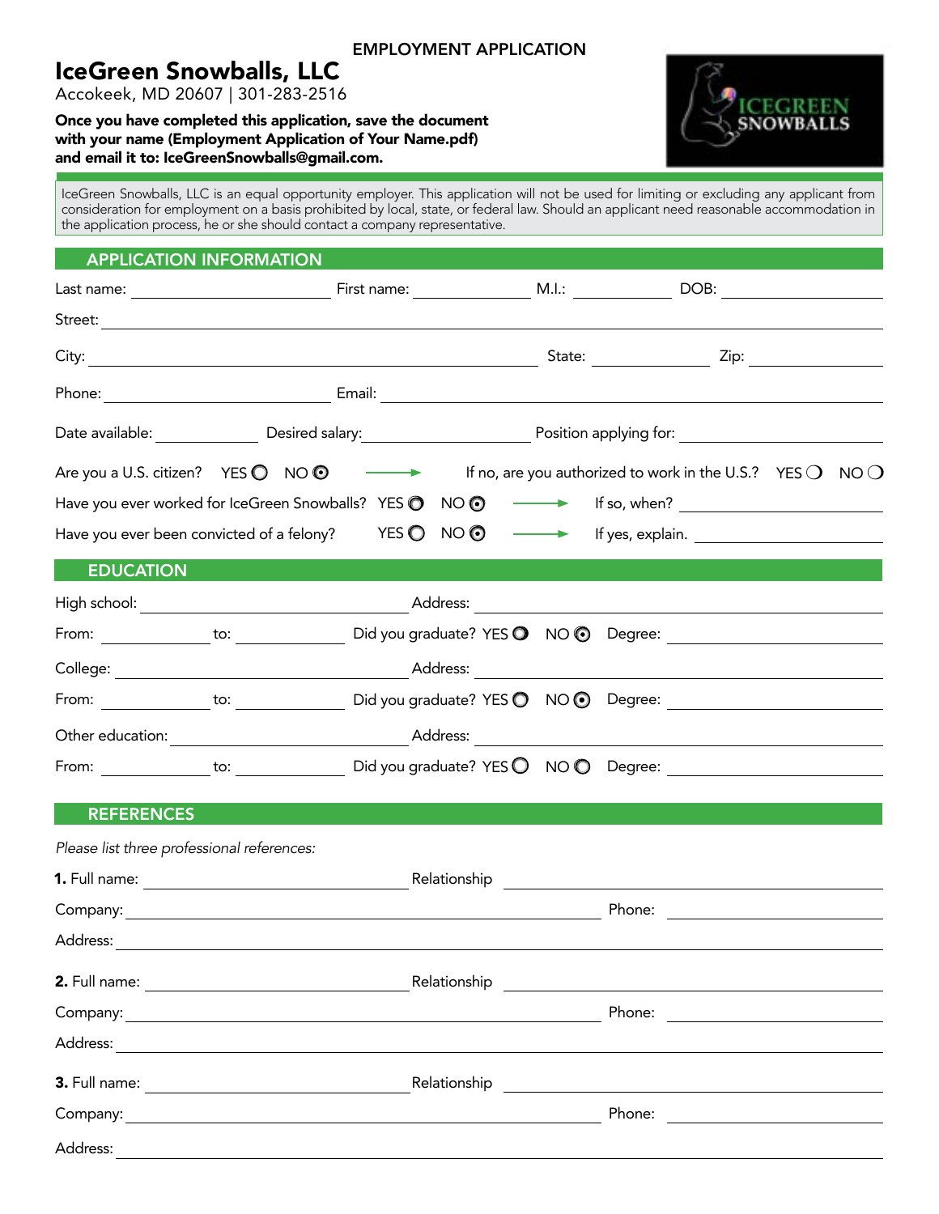EMPLOYMENT APPLICATION

# IceGreen Snowballs, LLC

Accokeek, MD 20607 | 301-283-2516

**Once you have completed this application, save the document with your name (Employment Application of Your Name.pdf) and email it to: IceGreenSnowballs@gmail.com.**

IceGreen Snowballs, LLC is an equal opportunity employer. This application will not be used for limiting or excluding any applicant from consideration for employment on a basis prohibited by local, state, or federal law. Should an applicant need reasonable accommodation in the application process, he or she should contact a company representative.

## APPLICATION INFORMATION

Last name: ____________ First name: ____________ M.I.: ________ DOB: ____________

Street: ______________________________________________

City: ______________________ State: ________ Zip: ________

Phone: ____________ Email: ______________________________

Date available: ________ Desired salary: ____________ Position applying for: ____________

Are you a U.S. citizen? YES ○ NO ◉ → If no, are you authorized to work in the U.S.? YES ○ NO ○

Have you ever worked for IceGreen Snowballs? YES ○ NO ◉ → If so, when? ____________

Have you ever been convicted of a felony? YES ○ NO ◉ → If yes, explain. ____________

## EDUCATION

High school: ____________ Address: ____________

From: ________ to: ________ Did you graduate? YES ○ NO ◉ Degree: ____________

College: ____________ Address: ____________

From: ________ to: ________ Did you graduate? YES ○ NO ◉ Degree: ____________

Other education: ____________ Address: ____________

From: ________ to: ________ Did you graduate? YES ○ NO ○ Degree: ____________

## REFERENCES

*Please list three professional references:*

**1.** Full name: ____________ Relationship ____________

Company: ____________ Phone: ____________

Address: ______________________________________________

**2.** Full name: ____________ Relationship ____________

Company: ____________ Phone: ____________

Address: ______________________________________________

**3.** Full name: ____________ Relationship ____________

Company: ____________ Phone: ____________

Address: ______________________________________________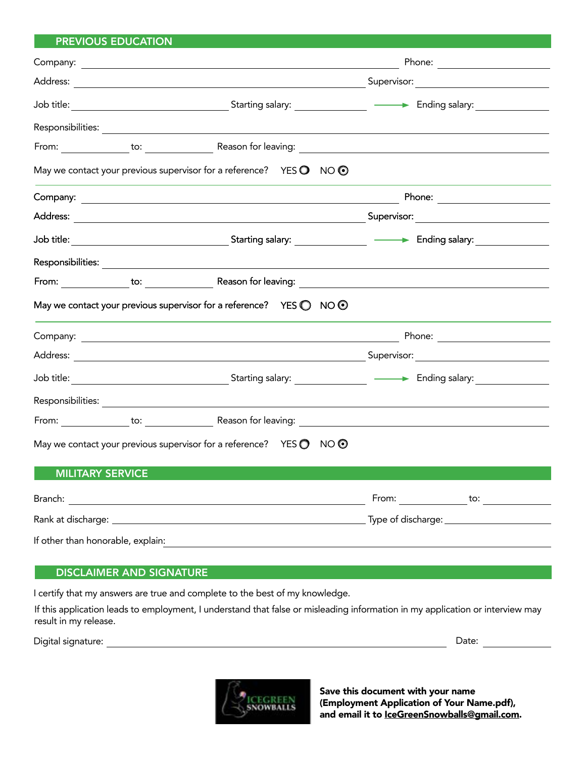## PREVIOUS EDUCATION

Company: ______________________ Phone: ______________________

Address: ______________________ Supervisor: ______________________

Job title: ______________________ Starting salary: __________ → Ending salary: __________

Responsibilities: ______________________

From: __________ to: __________ Reason for leaving: ______________________

May we contact your previous supervisor for a reference? YES ○ NO ◉

Company: ______________________ Phone: ______________________

Address: ______________________ Supervisor: ______________________

Job title: ______________________ Starting salary: __________ → Ending salary: __________

Responsibilities: ______________________

From: __________ to: __________ Reason for leaving: ______________________

May we contact your previous supervisor for a reference? YES ○ NO ◉

Company: ______________________ Phone: ______________________

Address: ______________________ Supervisor: ______________________

Job title: ______________________ Starting salary: __________ → Ending salary: __________

Responsibilities: ______________________

From: __________ to: __________ Reason for leaving: ______________________

May we contact your previous supervisor for a reference? YES ○ NO ◉

## MILITARY SERVICE

Branch: ______________________ From: __________ to: __________

Rank at discharge: ______________________ Type of discharge: ______________________

If other than honorable, explain: ______________________

## DISCLAIMER AND SIGNATURE

I certify that my answers are true and complete to the best of my knowledge.

If this application leads to employment, I understand that false or misleading information in my application or interview may result in my release.

Digital signature: ______________________ Date: __________

ICEGREEN SNOWBALLS

**Save this document with your name (Employment Application of Your Name.pdf), and email it to IceGreenSnowballs@gmail.com.**